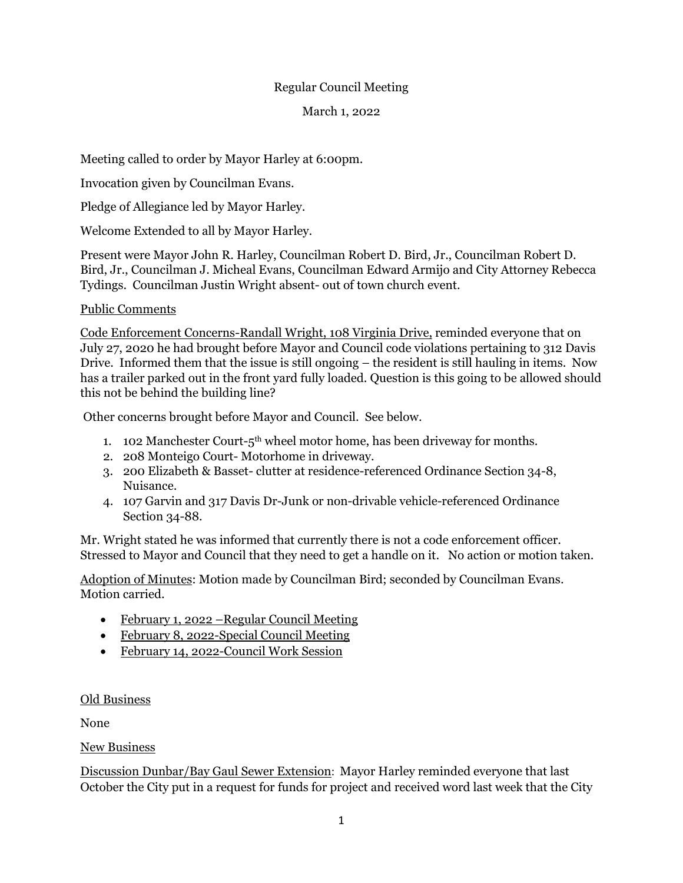Regular Council Meeting

March 1, 2022

Meeting called to order by Mayor Harley at 6:00pm.

Invocation given by Councilman Evans.

Pledge of Allegiance led by Mayor Harley.

Welcome Extended to all by Mayor Harley.

Present were Mayor John R. Harley, Councilman Robert D. Bird, Jr., Councilman Robert D. Bird, Jr., Councilman J. Micheal Evans, Councilman Edward Armijo and City Attorney Rebecca Tydings. Councilman Justin Wright absent- out of town church event.

Public Comments

Code Enforcement Concerns-Randall Wright, 108 Virginia Drive, reminded everyone that on July 27, 2020 he had brought before Mayor and Council code violations pertaining to 312 Davis Drive. Informed them that the issue is still ongoing – the resident is still hauling in items. Now has a trailer parked out in the front yard fully loaded. Question is this going to be allowed should this not be behind the building line?

Other concerns brought before Mayor and Council. See below.

1. 102 Manchester Court-5th wheel motor home, has been driveway for months.
2. 208 Monteigo Court- Motorhome in driveway.
3. 200 Elizabeth & Basset- clutter at residence-referenced Ordinance Section 34-8, Nuisance.
4. 107 Garvin and 317 Davis Dr-Junk or non-drivable vehicle-referenced Ordinance Section 34-88.

Mr. Wright stated he was informed that currently there is not a code enforcement officer. Stressed to Mayor and Council that they need to get a handle on it. No action or motion taken.

Adoption of Minutes: Motion made by Councilman Bird; seconded by Councilman Evans. Motion carried.

- February 1, 2022 –Regular Council Meeting
- February 8, 2022-Special Council Meeting
- February 14, 2022-Council Work Session

Old Business

None

New Business

Discussion Dunbar/Bay Gaul Sewer Extension: Mayor Harley reminded everyone that last October the City put in a request for funds for project and received word last week that the City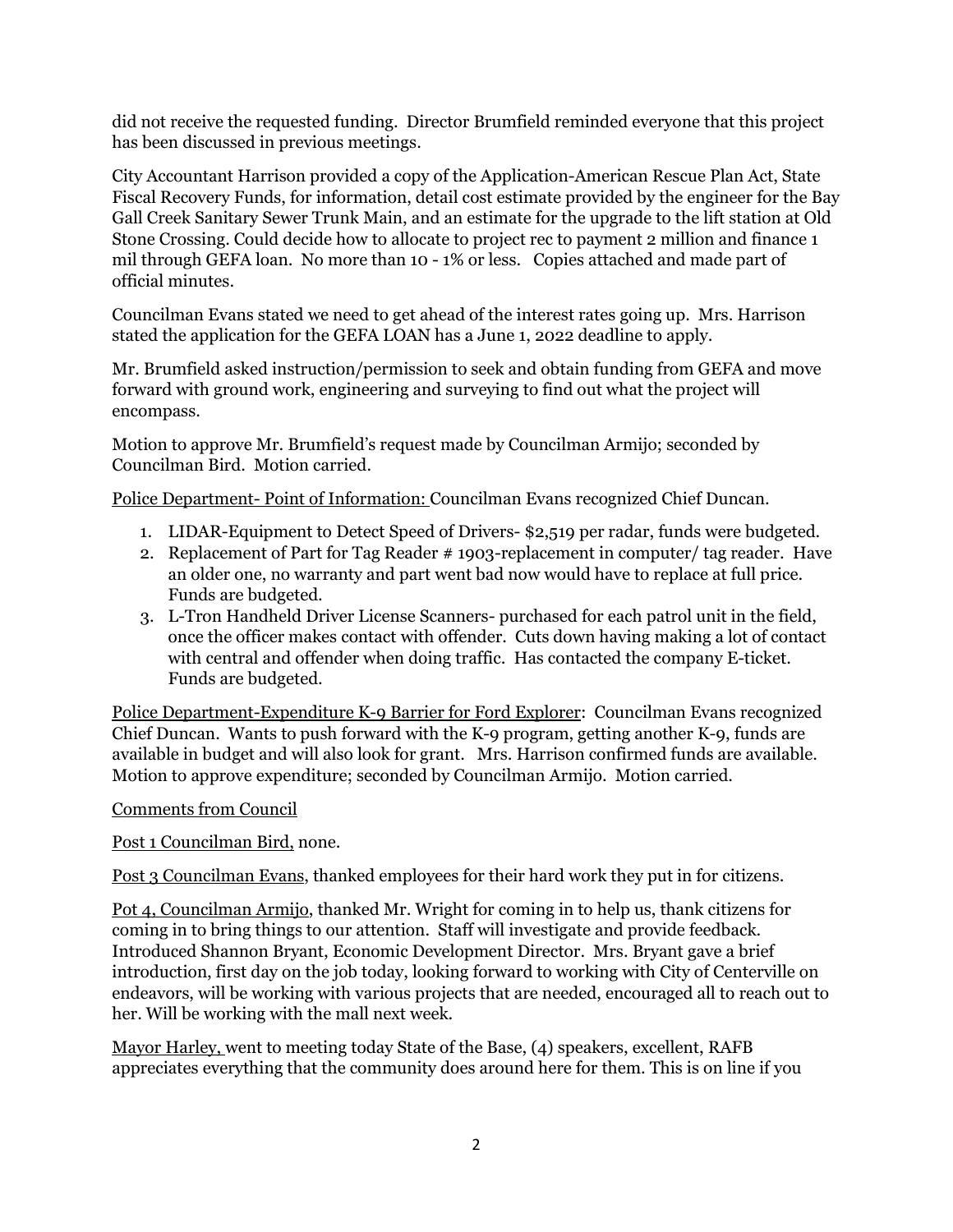did not receive the requested funding. Director Brumfield reminded everyone that this project has been discussed in previous meetings.

City Accountant Harrison provided a copy of the Application-American Rescue Plan Act, State Fiscal Recovery Funds, for information, detail cost estimate provided by the engineer for the Bay Gall Creek Sanitary Sewer Trunk Main, and an estimate for the upgrade to the lift station at Old Stone Crossing. Could decide how to allocate to project rec to payment 2 million and finance 1 mil through GEFA loan. No more than 10 - 1% or less. Copies attached and made part of official minutes.

Councilman Evans stated we need to get ahead of the interest rates going up. Mrs. Harrison stated the application for the GEFA LOAN has a June 1, 2022 deadline to apply.

Mr. Brumfield asked instruction/permission to seek and obtain funding from GEFA and move forward with ground work, engineering and surveying to find out what the project will encompass.

Motion to approve Mr. Brumfield's request made by Councilman Armijo; seconded by Councilman Bird. Motion carried.

<u>Police Department- Point of Information:</u> Councilman Evans recognized Chief Duncan.

1. LIDAR-Equipment to Detect Speed of Drivers- $2,519 per radar, funds were budgeted.
2. Replacement of Part for Tag Reader # 1903-replacement in computer/ tag reader. Have an older one, no warranty and part went bad now would have to replace at full price. Funds are budgeted.
3. L-Tron Handheld Driver License Scanners- purchased for each patrol unit in the field, once the officer makes contact with offender. Cuts down having making a lot of contact with central and offender when doing traffic. Has contacted the company E-ticket. Funds are budgeted.

<u>Police Department-Expenditure K-9 Barrier for Ford Explorer</u>: Councilman Evans recognized Chief Duncan. Wants to push forward with the K-9 program, getting another K-9, funds are available in budget and will also look for grant. Mrs. Harrison confirmed funds are available. Motion to approve expenditure; seconded by Councilman Armijo. Motion carried.

<u>Comments from Council</u>

<u>Post 1 Councilman Bird,</u> none.

<u>Post 3 Councilman Evans</u>, thanked employees for their hard work they put in for citizens.

<u>Pot 4, Councilman Armijo</u>, thanked Mr. Wright for coming in to help us, thank citizens for coming in to bring things to our attention. Staff will investigate and provide feedback. Introduced Shannon Bryant, Economic Development Director. Mrs. Bryant gave a brief introduction, first day on the job today, looking forward to working with City of Centerville on endeavors, will be working with various projects that are needed, encouraged all to reach out to her. Will be working with the mall next week.

<u>Mayor Harley,</u> went to meeting today State of the Base, (4) speakers, excellent, RAFB appreciates everything that the community does around here for them. This is on line if you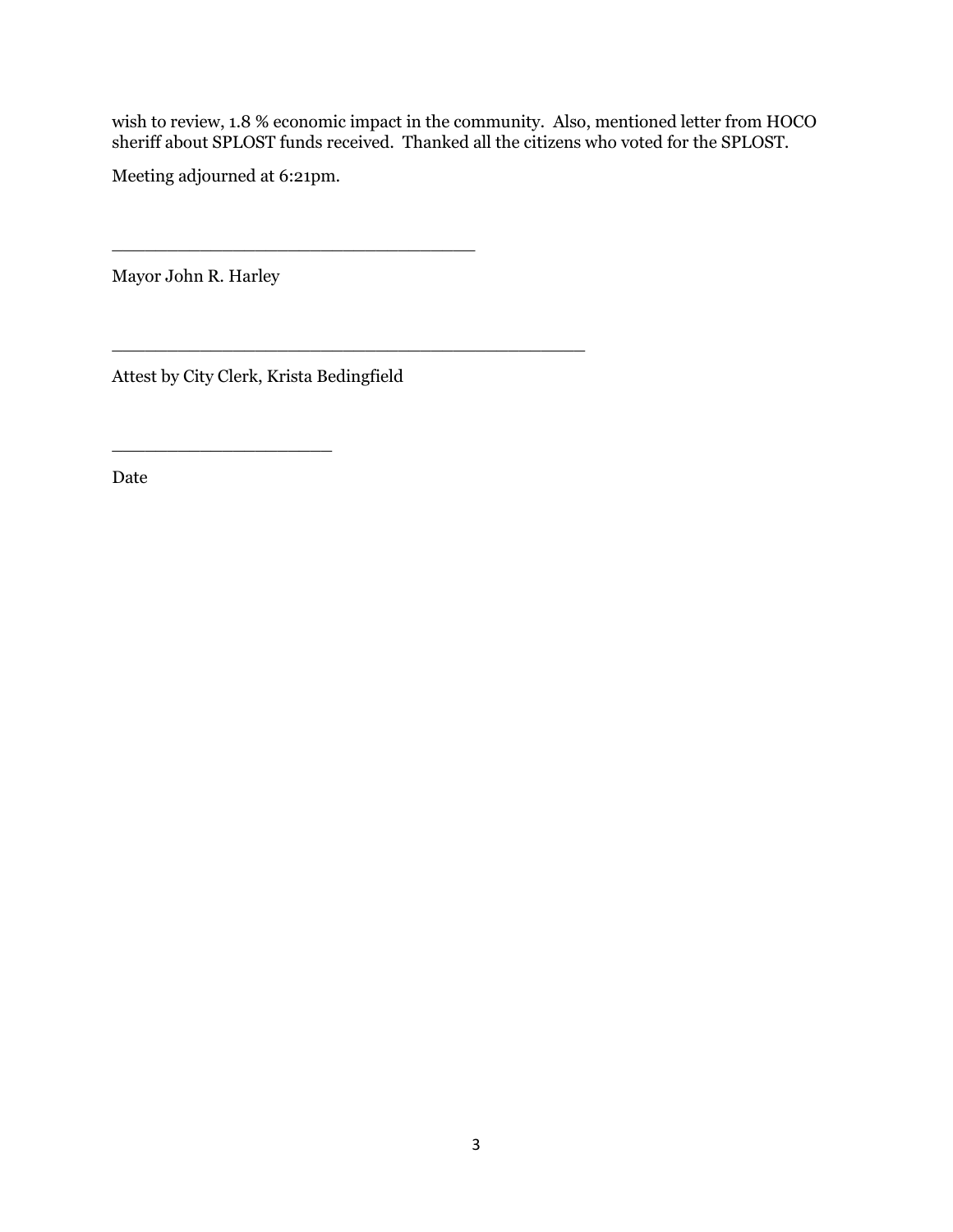wish to review, 1.8 % economic impact in the community. Also, mentioned letter from HOCO sheriff about SPLOST funds received. Thanked all the citizens who voted for the SPLOST.

Meeting adjourned at 6:21pm.

\_\_\_\_\_\_\_\_\_\_\_\_\_\_\_\_\_\_\_\_\_\_\_\_\_\_\_\_\_\_\_\_\_\_

Mayor John R. Harley

\_\_\_\_\_\_\_\_\_\_\_\_\_\_\_\_\_\_\_\_\_\_\_\_\_\_\_\_\_\_\_\_\_\_\_\_\_\_\_\_\_\_\_\_

Attest by City Clerk, Krista Bedingfield

\_\_\_\_\_\_\_\_\_\_\_\_\_\_\_\_\_\_\_\_\_

Date